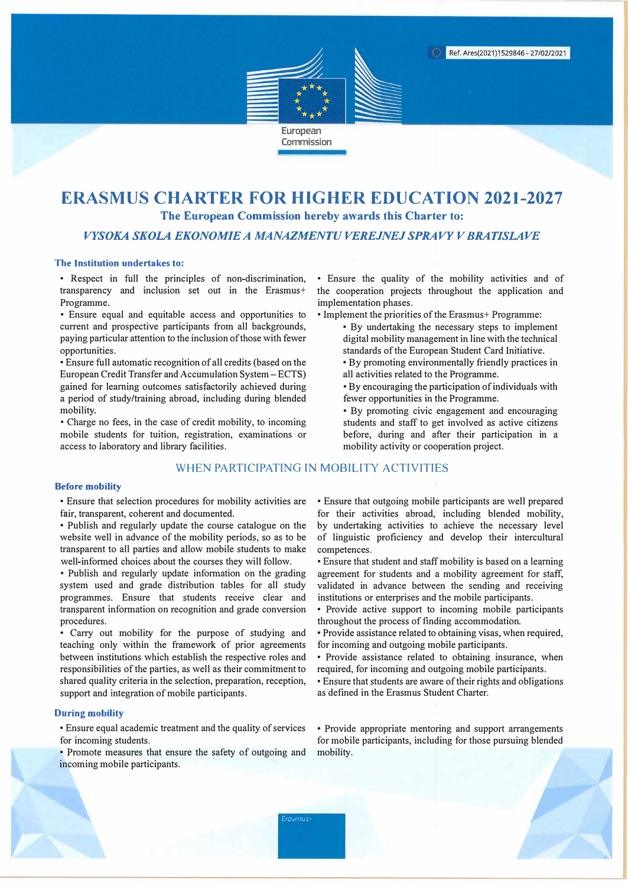Ref. Ares(2021)1529846 - 27/02/2021

European Commission

# ERASMUS CHARTER FOR HIGHER EDUCATION 2021-2027

**The European Commission hereby awards this Charter to:**

***VYSOKA SKOLA EKONOMIE A MANAZMENTU VEREJNEJ SPRAVY V BRATISLAVE***

### The Institution undertakes to:

- Respect in full the principles of non-discrimination, transparency and inclusion set out in the Erasmus+ Programme.
- Ensure equal and equitable access and opportunities to current and prospective participants from all backgrounds, paying particular attention to the inclusion of those with fewer opportunities.
- Ensure full automatic recognition of all credits (based on the European Credit Transfer and Accumulation System – ECTS) gained for learning outcomes satisfactorily achieved during a period of study/training abroad, including during blended mobility.
- Charge no fees, in the case of credit mobility, to incoming mobile students for tuition, registration, examinations or access to laboratory and library facilities.
- Ensure the quality of the mobility activities and of the cooperation projects throughout the application and implementation phases.
- Implement the priorities of the Erasmus+ Programme:
  - By undertaking the necessary steps to implement digital mobility management in line with the technical standards of the European Student Card Initiative.
  - By promoting environmentally friendly practices in all activities related to the Programme.
  - By encouraging the participation of individuals with fewer opportunities in the Programme.
  - By promoting civic engagement and encouraging students and staff to get involved as active citizens before, during and after their participation in a mobility activity or cooperation project.

## WHEN PARTICIPATING IN MOBILITY ACTIVITIES

### Before mobility

- Ensure that selection procedures for mobility activities are fair, transparent, coherent and documented.
- Publish and regularly update the course catalogue on the website well in advance of the mobility periods, so as to be transparent to all parties and allow mobile students to make well-informed choices about the courses they will follow.
- Publish and regularly update information on the grading system used and grade distribution tables for all study programmes. Ensure that students receive clear and transparent information on recognition and grade conversion procedures.
- Carry out mobility for the purpose of studying and teaching only within the framework of prior agreements between institutions which establish the respective roles and responsibilities of the parties, as well as their commitment to shared quality criteria in the selection, preparation, reception, support and integration of mobile participants.
- Ensure that outgoing mobile participants are well prepared for their activities abroad, including blended mobility, by undertaking activities to achieve the necessary level of linguistic proficiency and develop their intercultural competences.
- Ensure that student and staff mobility is based on a learning agreement for students and a mobility agreement for staff, validated in advance between the sending and receiving institutions or enterprises and the mobile participants.
- Provide active support to incoming mobile participants throughout the process of finding accommodation.
- Provide assistance related to obtaining visas, when required, for incoming and outgoing mobile participants.
- Provide assistance related to obtaining insurance, when required, for incoming and outgoing mobile participants.
- Ensure that students are aware of their rights and obligations as defined in the Erasmus Student Charter.

### During mobility

- Ensure equal academic treatment and the quality of services for incoming students.
- Promote measures that ensure the safety of outgoing and incoming mobile participants.
- Provide appropriate mentoring and support arrangements for mobile participants, including for those pursuing blended mobility.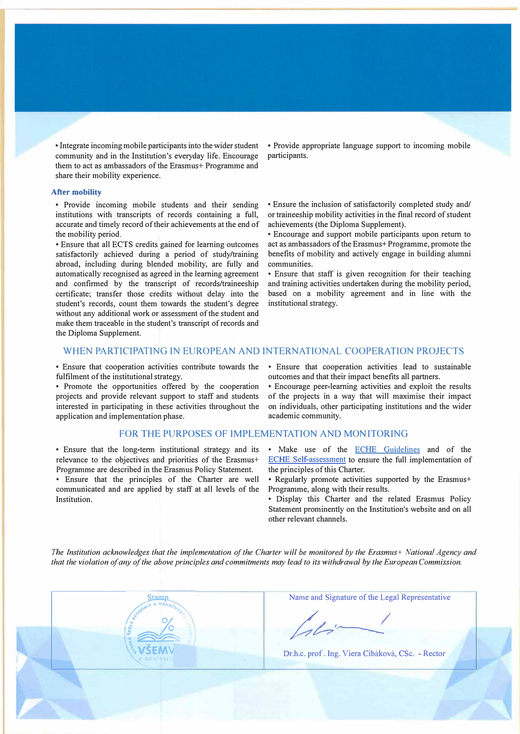- Integrate incoming mobile participants into the wider student community and in the Institution's everyday life. Encourage them to act as ambassadors of the Erasmus+ Programme and share their mobility experience.
- Provide appropriate language support to incoming mobile participants.

### After mobility

- Provide incoming mobile students and their sending institutions with transcripts of records containing a full, accurate and timely record of their achievements at the end of the mobility period.
- Ensure that all ECTS credits gained for learning outcomes satisfactorily achieved during a period of study/training abroad, including during blended mobility, are fully and automatically recognised as agreed in the learning agreement and confirmed by the transcript of records/traineeship certificate; transfer those credits without delay into the student's records, count them towards the student's degree without any additional work or assessment of the student and make them traceable in the student's transcript of records and the Diploma Supplement.
- Ensure the inclusion of satisfactorily completed study and/or traineeship mobility activities in the final record of student achievements (the Diploma Supplement).
- Encourage and support mobile participants upon return to act as ambassadors of the Erasmus+ Programme, promote the benefits of mobility and actively engage in building alumni communities.
- Ensure that staff is given recognition for their teaching and training activities undertaken during the mobility period, based on a mobility agreement and in line with the institutional strategy.

## WHEN PARTICIPATING IN EUROPEAN AND INTERNATIONAL COOPERATION PROJECTS

- Ensure that cooperation activities contribute towards the fulfilment of the institutional strategy.
- Promote the opportunities offered by the cooperation projects and provide relevant support to staff and students interested in participating in these activities throughout the application and implementation phase.
- Ensure that cooperation activities lead to sustainable outcomes and that their impact benefits all partners.
- Encourage peer-learning activities and exploit the results of the projects in a way that will maximise their impact on individuals, other participating institutions and the wider academic community.

## FOR THE PURPOSES OF IMPLEMENTATION AND MONITORING

- Ensure that the long-term institutional strategy and its relevance to the objectives and priorities of the Erasmus+ Programme are described in the Erasmus Policy Statement.
- Ensure that the principles of the Charter are well communicated and are applied by staff at all levels of the Institution.
- Make use of the ECHE Guidelines and of the ECHE Self-assessment to ensure the full implementation of the principles of this Charter.
- Regularly promote activities supported by the Erasmus+ Programme, along with their results.
- Display this Charter and the related Erasmus Policy Statement prominently on the Institution's website and on all other relevant channels.

*The Institution acknowledges that the implementation of the Charter will be monitored by the Erasmus+ National Agency and that the violation of any of the above principles and commitments may lead to its withdrawal by the European Commission.*

| Stamp | Name and Signature of the Legal Representative |
|---|---|
| VŠEMV | Dr.h.c. prof. Ing. Viera Cibáková, CSc. - Rector |